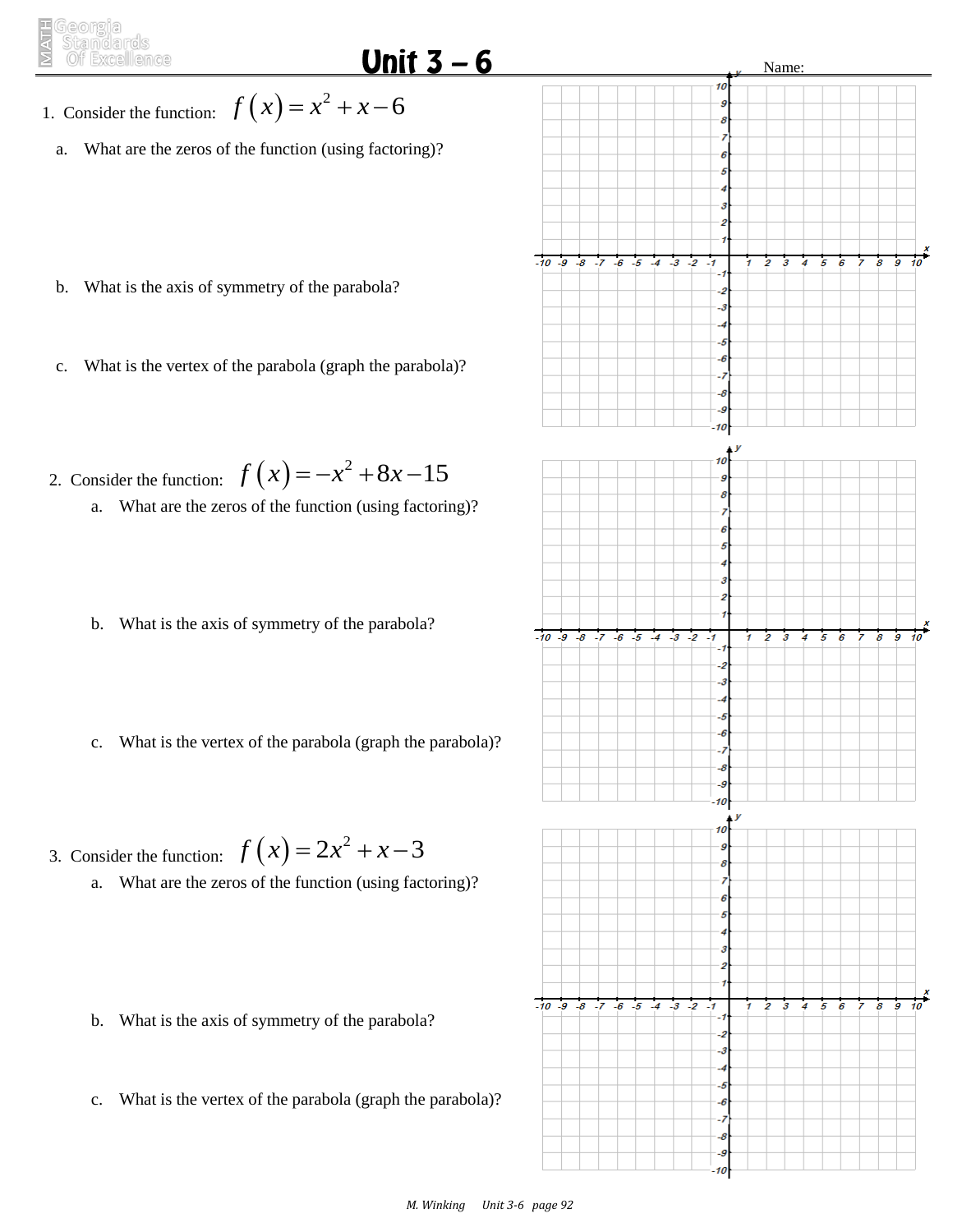# Unit 3 – 6

Name:

1. Consider the function: $f(x) = x^2 + x - 6$

   a. What are the zeros of the function (using factoring)?

   b. What is the axis of symmetry of the parabola?

   c. What is the vertex of the parabola (graph the parabola)?

2. Consider the function: $f(x) = -x^2 + 8x - 15$

   a. What are the zeros of the function (using factoring)?

   b. What is the axis of symmetry of the parabola?

   c. What is the vertex of the parabola (graph the parabola)?

3. Consider the function: $f(x) = 2x^2 + x - 3$

   a. What are the zeros of the function (using factoring)?

   b. What is the axis of symmetry of the parabola?

   c. What is the vertex of the parabola (graph the parabola)?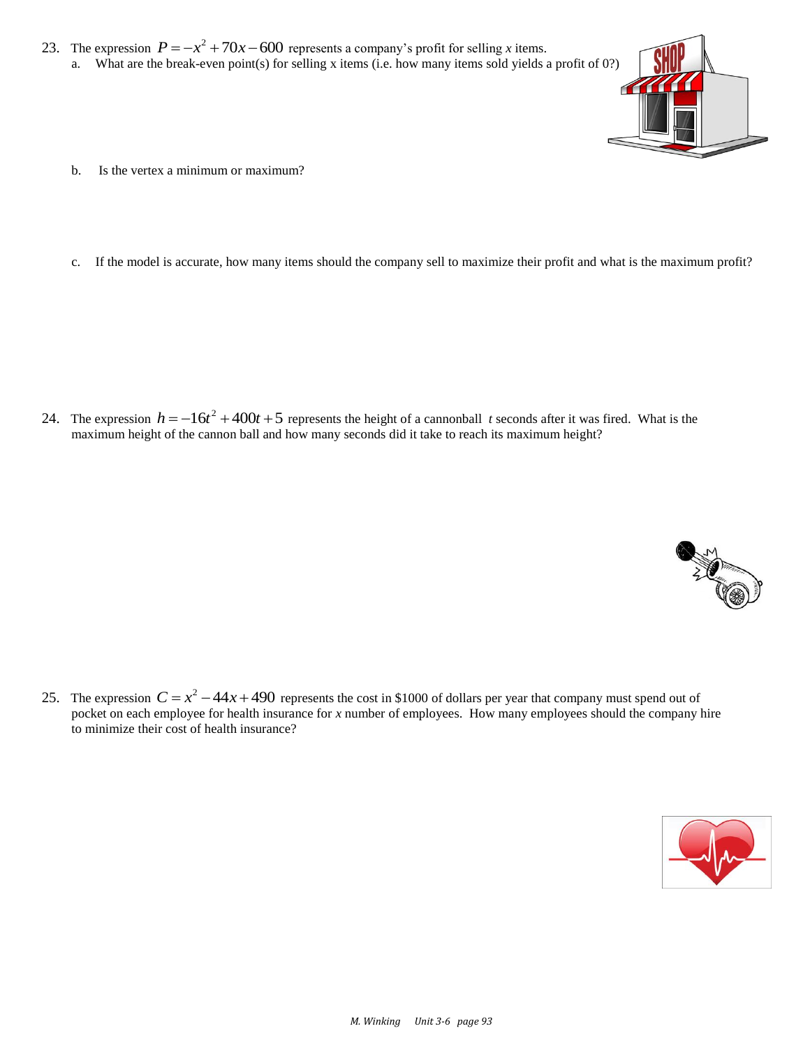23. The expression $P = -x^2 + 70x - 600$ represents a company's profit for selling *x* items.

a. What are the break-even point(s) for selling x items (i.e. how many items sold yields a profit of 0?)

b. Is the vertex a minimum or maximum?

c. If the model is accurate, how many items should the company sell to maximize their profit and what is the maximum profit?

24. The expression $h = -16t^2 + 400t + 5$ represents the height of a cannonball $t$ seconds after it was fired. What is the maximum height of the cannon ball and how many seconds did it take to reach its maximum height?

25. The expression $C = x^2 - 44x + 490$ represents the cost in \$1000 of dollars per year that company must spend out of pocket on each employee for health insurance for *x* number of employees. How many employees should the company hire to minimize their cost of health insurance?